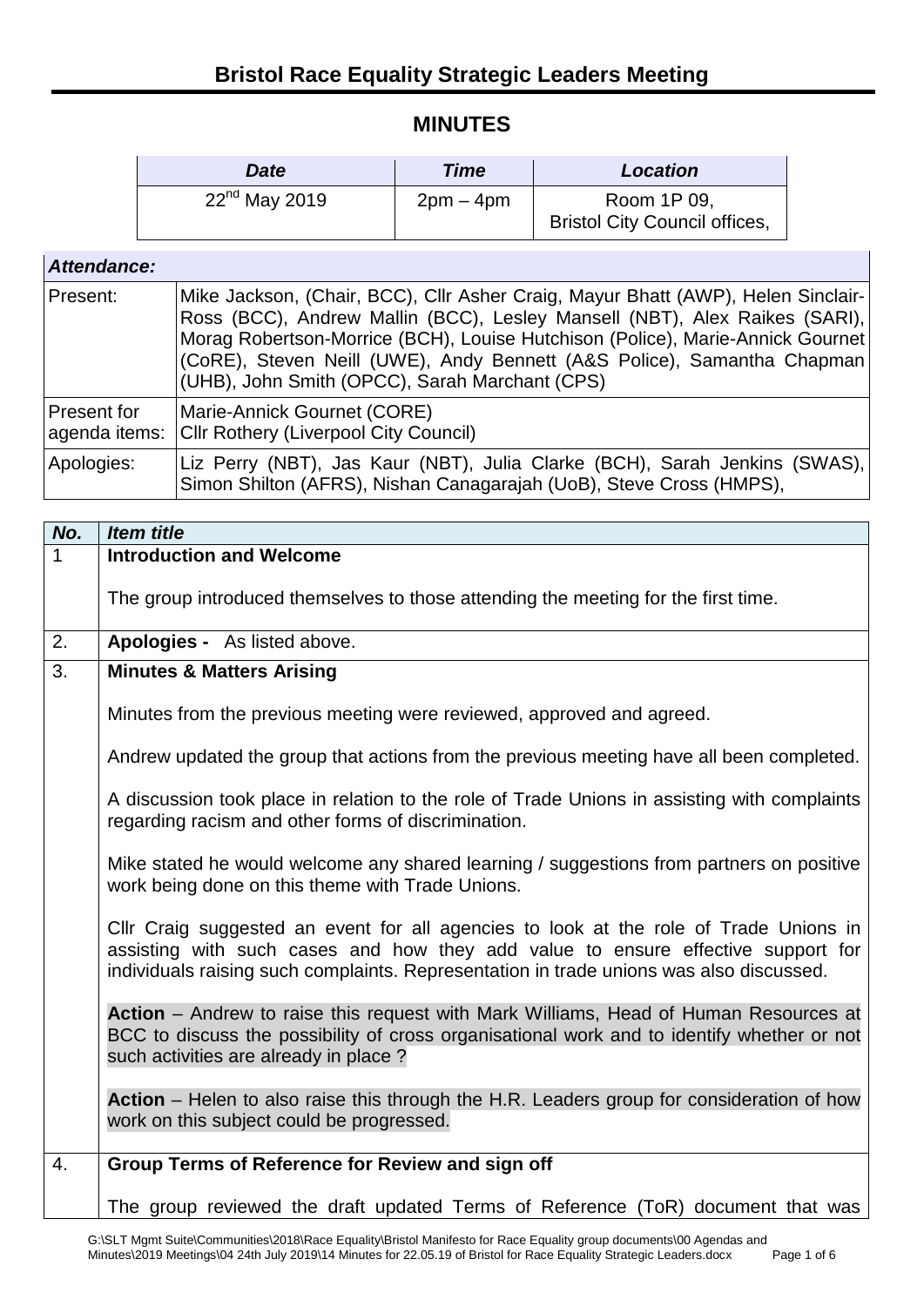# Bristol Race Equality Strategic Leaders Meeting

## MINUTES

| *Date* | *Time* | *Location* |
| --- | --- | --- |
| 22nd May 2019 | 2pm – 4pm | Room 1P 09, Bristol City Council offices, |

| *Attendance:* | |
| --- | --- |
| Present: | Mike Jackson, (Chair, BCC), Cllr Asher Craig, Mayur Bhatt (AWP), Helen Sinclair-Ross (BCC), Andrew Mallin (BCC), Lesley Mansell (NBT), Alex Raikes (SARI), Morag Robertson-Morrice (BCH), Louise Hutchison (Police), Marie-Annick Gournet (CoRE), Steven Neill (UWE), Andy Bennett (A&S Police), Samantha Chapman (UHB), John Smith (OPCC), Sarah Marchant (CPS) |
| Present for agenda items: | Marie-Annick Gournet (CORE)<br>Cllr Rothery (Liverpool City Council) |
| Apologies: | Liz Perry (NBT), Jas Kaur (NBT), Julia Clarke (BCH), Sarah Jenkins (SWAS), Simon Shilton (AFRS), Nishan Canagarajah (UoB), Steve Cross (HMPS), |

| *No.* | *Item title* |
| --- | --- |
| 1 | **Introduction and Welcome**<br><br>The group introduced themselves to those attending the meeting for the first time. |
| 2. | **Apologies -** As listed above. |
| 3. | **Minutes & Matters Arising**<br><br>Minutes from the previous meeting were reviewed, approved and agreed.<br><br>Andrew updated the group that actions from the previous meeting have all been completed.<br><br>A discussion took place in relation to the role of Trade Unions in assisting with complaints regarding racism and other forms of discrimination.<br><br>Mike stated he would welcome any shared learning / suggestions from partners on positive work being done on this theme with Trade Unions.<br><br>Cllr Craig suggested an event for all agencies to look at the role of Trade Unions in assisting with such cases and how they add value to ensure effective support for individuals raising such complaints. Representation in trade unions was also discussed.<br><br>**Action** – Andrew to raise this request with Mark Williams, Head of Human Resources at BCC to discuss the possibility of cross organisational work and to identify whether or not such activities are already in place ?<br><br>**Action** – Helen to also raise this through the H.R. Leaders group for consideration of how work on this subject could be progressed. |
| 4. | **Group Terms of Reference for Review and sign off**<br><br>The group reviewed the draft updated Terms of Reference (ToR) document that was |

G:\SLT Mgmt Suite\Communities\2018\Race Equality\Bristol Manifesto for Race Equality group documents\00 Agendas and Minutes\2019 Meetings\04 24th July 2019\14 Minutes for 22.05.19 of Bristol for Race Equality Strategic Leaders.docx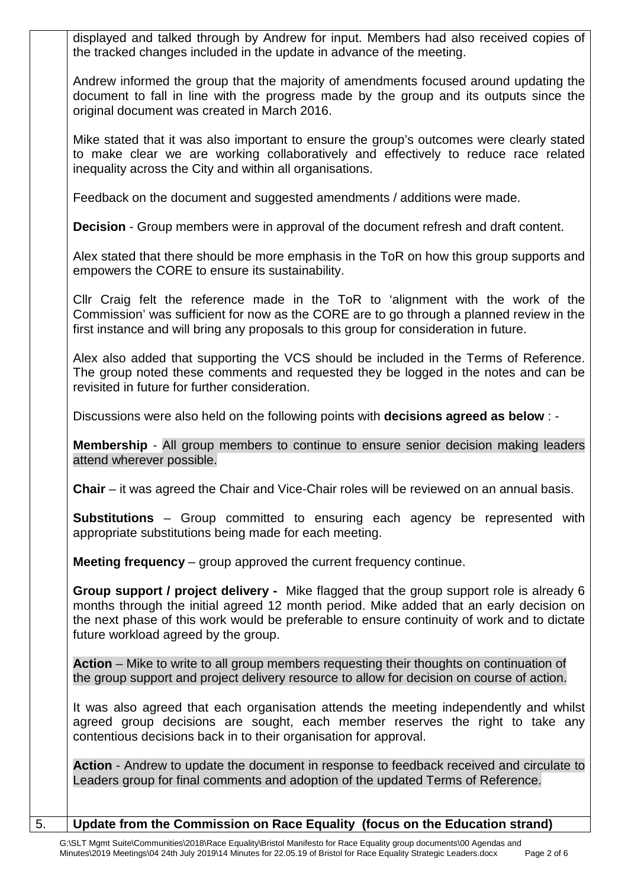displayed and talked through by Andrew for input. Members had also received copies of the tracked changes included in the update in advance of the meeting.

Andrew informed the group that the majority of amendments focused around updating the document to fall in line with the progress made by the group and its outputs since the original document was created in March 2016.

Mike stated that it was also important to ensure the group's outcomes were clearly stated to make clear we are working collaboratively and effectively to reduce race related inequality across the City and within all organisations.

Feedback on the document and suggested amendments / additions were made.

**Decision** - Group members were in approval of the document refresh and draft content.

Alex stated that there should be more emphasis in the ToR on how this group supports and empowers the CORE to ensure its sustainability.

Cllr Craig felt the reference made in the ToR to 'alignment with the work of the Commission' was sufficient for now as the CORE are to go through a planned review in the first instance and will bring any proposals to this group for consideration in future.

Alex also added that supporting the VCS should be included in the Terms of Reference. The group noted these comments and requested they be logged in the notes and can be revisited in future for further consideration.

Discussions were also held on the following points with **decisions agreed as below** : -

**Membership** - All group members to continue to ensure senior decision making leaders attend wherever possible.

**Chair** – it was agreed the Chair and Vice-Chair roles will be reviewed on an annual basis.

**Substitutions** – Group committed to ensuring each agency be represented with appropriate substitutions being made for each meeting.

**Meeting frequency** – group approved the current frequency continue.

**Group support / project delivery -** Mike flagged that the group support role is already 6 months through the initial agreed 12 month period. Mike added that an early decision on the next phase of this work would be preferable to ensure continuity of work and to dictate future workload agreed by the group.

**Action** – Mike to write to all group members requesting their thoughts on continuation of the group support and project delivery resource to allow for decision on course of action.

It was also agreed that each organisation attends the meeting independently and whilst agreed group decisions are sought, each member reserves the right to take any contentious decisions back in to their organisation for approval.

**Action** - Andrew to update the document in response to feedback received and circulate to Leaders group for final comments and adoption of the updated Terms of Reference.

5. **Update from the Commission on Race Equality (focus on the Education strand)**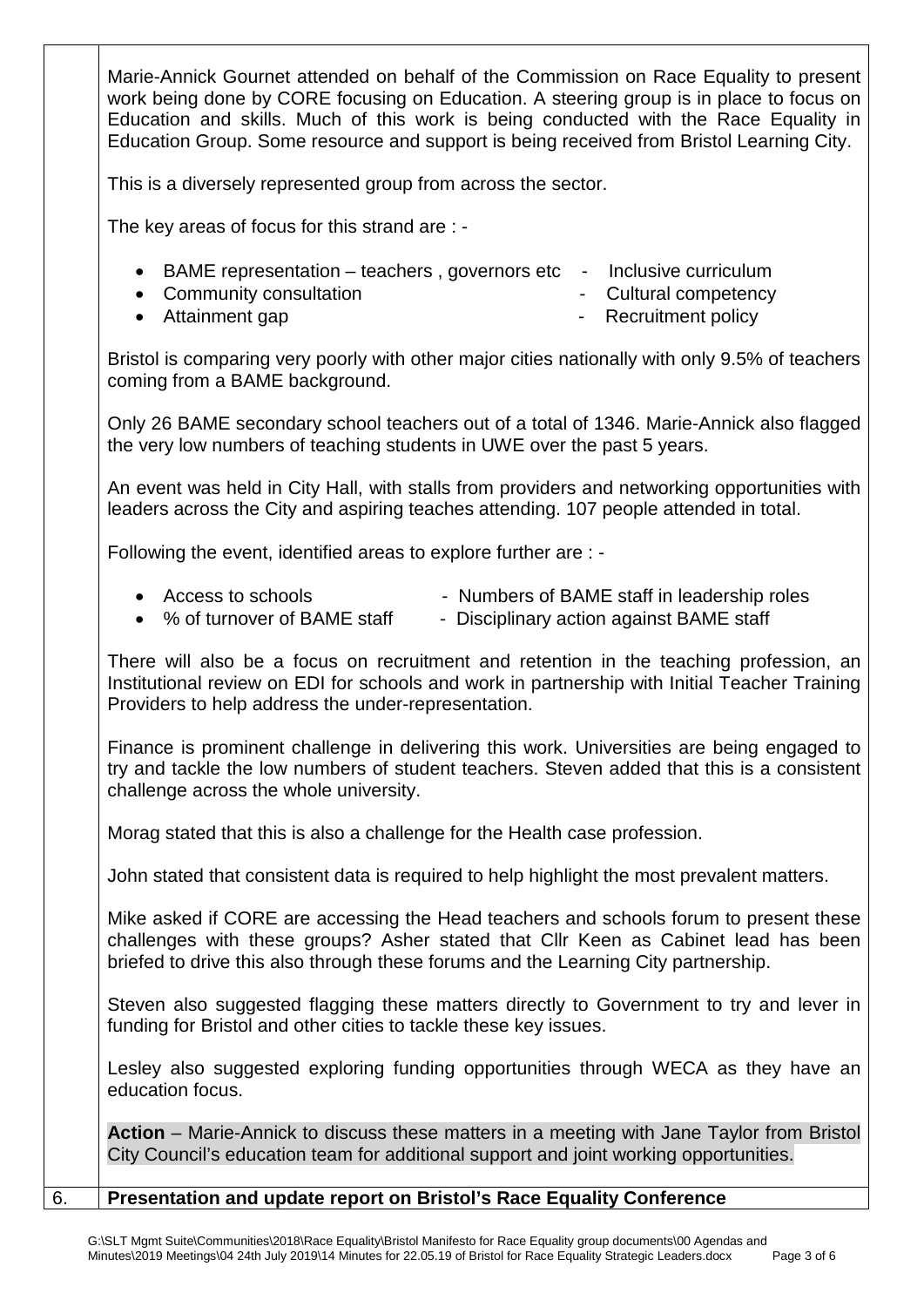Marie-Annick Gournet attended on behalf of the Commission on Race Equality to present work being done by CORE focusing on Education. A steering group is in place to focus on Education and skills. Much of this work is being conducted with the Race Equality in Education Group. Some resource and support is being received from Bristol Learning City.

This is a diversely represented group from across the sector.

The key areas of focus for this strand are : -

- BAME representation – teachers , governors etc
- Community consultation
- Attainment gap
- Inclusive curriculum
- Cultural competency
- Recruitment policy

Bristol is comparing very poorly with other major cities nationally with only 9.5% of teachers coming from a BAME background.

Only 26 BAME secondary school teachers out of a total of 1346. Marie-Annick also flagged the very low numbers of teaching students in UWE over the past 5 years.

An event was held in City Hall, with stalls from providers and networking opportunities with leaders across the City and aspiring teaches attending. 107 people attended in total.

Following the event, identified areas to explore further are : -

- Access to schools
- % of turnover of BAME staff
- Numbers of BAME staff in leadership roles
- Disciplinary action against BAME staff

There will also be a focus on recruitment and retention in the teaching profession, an Institutional review on EDI for schools and work in partnership with Initial Teacher Training Providers to help address the under-representation.

Finance is prominent challenge in delivering this work. Universities are being engaged to try and tackle the low numbers of student teachers. Steven added that this is a consistent challenge across the whole university.

Morag stated that this is also a challenge for the Health case profession.

John stated that consistent data is required to help highlight the most prevalent matters.

Mike asked if CORE are accessing the Head teachers and schools forum to present these challenges with these groups? Asher stated that Cllr Keen as Cabinet lead has been briefed to drive this also through these forums and the Learning City partnership.

Steven also suggested flagging these matters directly to Government to try and lever in funding for Bristol and other cities to tackle these key issues.

Lesley also suggested exploring funding opportunities through WECA as they have an education focus.

**Action** – Marie-Annick to discuss these matters in a meeting with Jane Taylor from Bristol City Council's education team for additional support and joint working opportunities.

6. **Presentation and update report on Bristol's Race Equality Conference**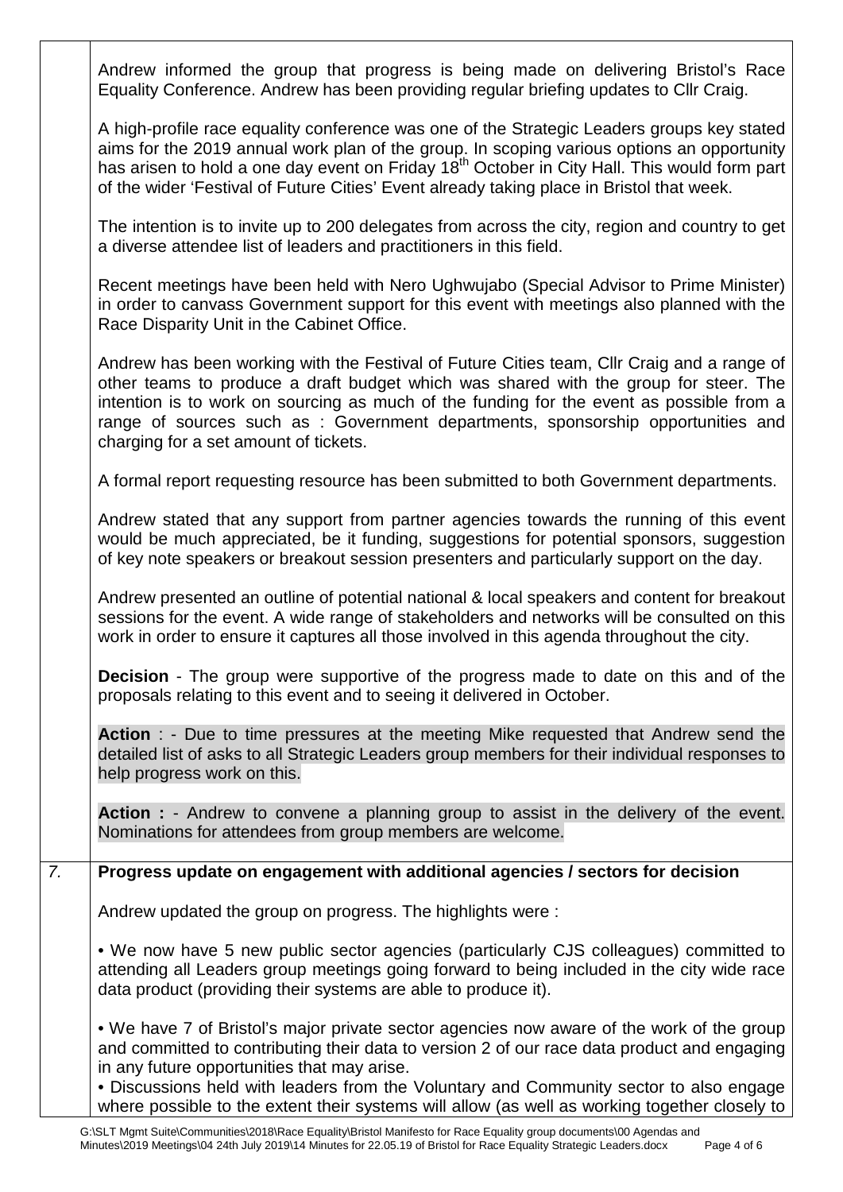Andrew informed the group that progress is being made on delivering Bristol's Race Equality Conference. Andrew has been providing regular briefing updates to Cllr Craig.

A high-profile race equality conference was one of the Strategic Leaders groups key stated aims for the 2019 annual work plan of the group. In scoping various options an opportunity has arisen to hold a one day event on Friday 18th October in City Hall. This would form part of the wider 'Festival of Future Cities' Event already taking place in Bristol that week.

The intention is to invite up to 200 delegates from across the city, region and country to get a diverse attendee list of leaders and practitioners in this field.

Recent meetings have been held with Nero Ughwujabo (Special Advisor to Prime Minister) in order to canvass Government support for this event with meetings also planned with the Race Disparity Unit in the Cabinet Office.

Andrew has been working with the Festival of Future Cities team, Cllr Craig and a range of other teams to produce a draft budget which was shared with the group for steer. The intention is to work on sourcing as much of the funding for the event as possible from a range of sources such as : Government departments, sponsorship opportunities and charging for a set amount of tickets.

A formal report requesting resource has been submitted to both Government departments.

Andrew stated that any support from partner agencies towards the running of this event would be much appreciated, be it funding, suggestions for potential sponsors, suggestion of key note speakers or breakout session presenters and particularly support on the day.

Andrew presented an outline of potential national & local speakers and content for breakout sessions for the event. A wide range of stakeholders and networks will be consulted on this work in order to ensure it captures all those involved in this agenda throughout the city.

**Decision** - The group were supportive of the progress made to date on this and of the proposals relating to this event and to seeing it delivered in October.

**Action** : - Due to time pressures at the meeting Mike requested that Andrew send the detailed list of asks to all Strategic Leaders group members for their individual responses to help progress work on this.

**Action :** - Andrew to convene a planning group to assist in the delivery of the event. Nominations for attendees from group members are welcome.

7. **Progress update on engagement with additional agencies / sectors for decision**

Andrew updated the group on progress. The highlights were :

• We now have 5 new public sector agencies (particularly CJS colleagues) committed to attending all Leaders group meetings going forward to being included in the city wide race data product (providing their systems are able to produce it).

• We have 7 of Bristol's major private sector agencies now aware of the work of the group and committed to contributing their data to version 2 of our race data product and engaging in any future opportunities that may arise.

• Discussions held with leaders from the Voluntary and Community sector to also engage where possible to the extent their systems will allow (as well as working together closely to

G:\SLT Mgmt Suite\Communities\2018\Race Equality\Bristol Manifesto for Race Equality group documents\00 Agendas and Minutes\2019 Meetings\04 24th July 2019\14 Minutes for 22.05.19 of Bristol for Race Equality Strategic Leaders.docx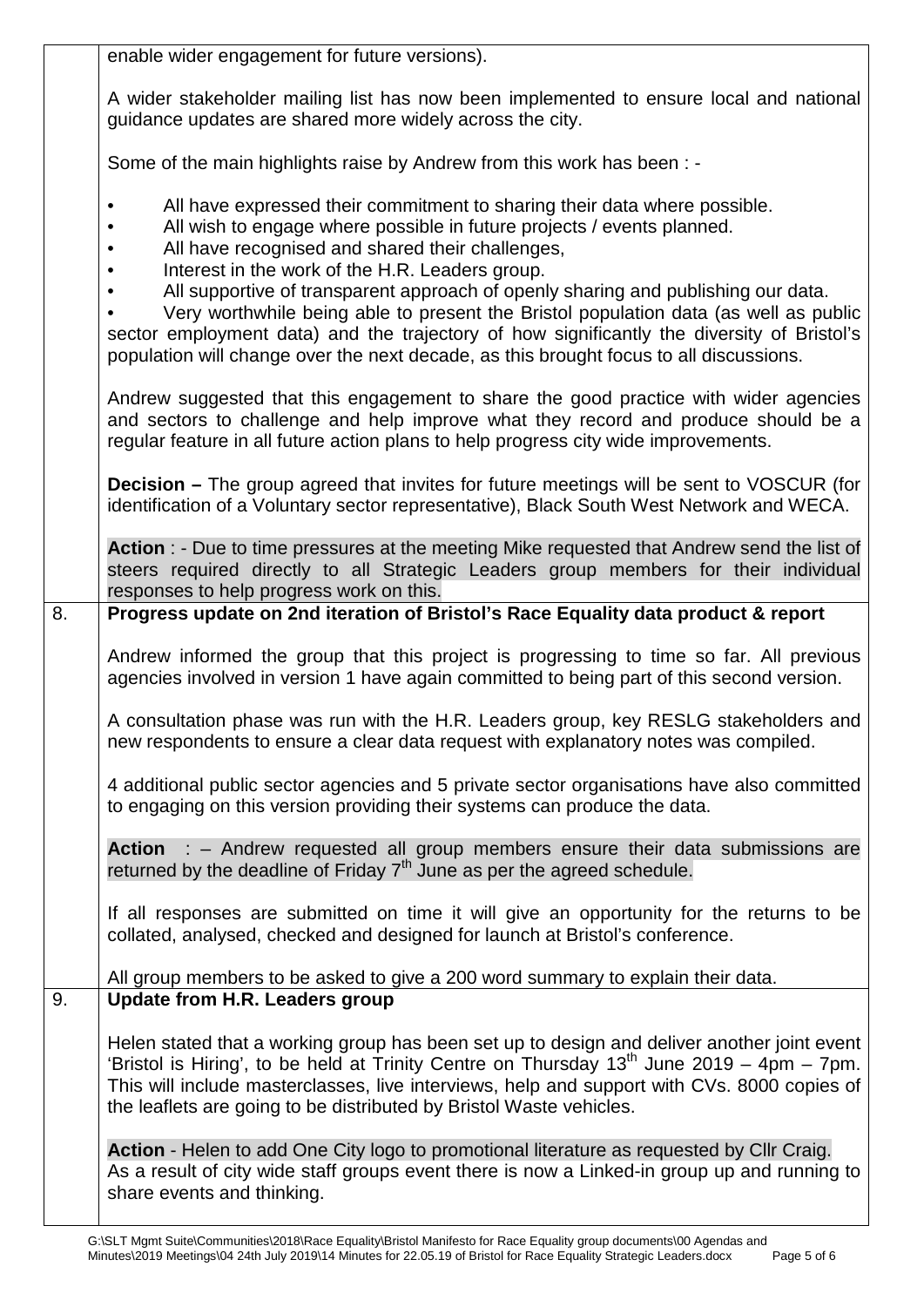| | |
|---|---|
| | enable wider engagement for future versions).<br><br>A wider stakeholder mailing list has now been implemented to ensure local and national guidance updates are shared more widely across the city.<br><br>Some of the main highlights raise by Andrew from this work has been : -<br><br>• All have expressed their commitment to sharing their data where possible.<br>• All wish to engage where possible in future projects / events planned.<br>• All have recognised and shared their challenges,<br>• Interest in the work of the H.R. Leaders group.<br>• All supportive of transparent approach of openly sharing and publishing our data.<br>• Very worthwhile being able to present the Bristol population data (as well as public sector employment data) and the trajectory of how significantly the diversity of Bristol's population will change over the next decade, as this brought focus to all discussions.<br><br>Andrew suggested that this engagement to share the good practice with wider agencies and sectors to challenge and help improve what they record and produce should be a regular feature in all future action plans to help progress city wide improvements.<br><br>**Decision –** The group agreed that invites for future meetings will be sent to VOSCUR (for identification of a Voluntary sector representative), Black South West Network and WECA.<br><br>**Action** : - Due to time pressures at the meeting Mike requested that Andrew send the list of steers required directly to all Strategic Leaders group members for their individual responses to help progress work on this. |
| 8. | **Progress update on 2nd iteration of Bristol's Race Equality data product & report**<br><br>Andrew informed the group that this project is progressing to time so far. All previous agencies involved in version 1 have again committed to being part of this second version.<br><br>A consultation phase was run with the H.R. Leaders group, key RESLG stakeholders and new respondents to ensure a clear data request with explanatory notes was compiled.<br><br>4 additional public sector agencies and 5 private sector organisations have also committed to engaging on this version providing their systems can produce the data.<br><br>**Action** : – Andrew requested all group members ensure their data submissions are returned by the deadline of Friday 7th June as per the agreed schedule.<br><br>If all responses are submitted on time it will give an opportunity for the returns to be collated, analysed, checked and designed for launch at Bristol's conference.<br><br>All group members to be asked to give a 200 word summary to explain their data. |
| 9. | **Update from H.R. Leaders group**<br><br>Helen stated that a working group has been set up to design and deliver another joint event 'Bristol is Hiring', to be held at Trinity Centre on Thursday 13th June 2019 – 4pm – 7pm. This will include masterclasses, live interviews, help and support with CVs. 8000 copies of the leaflets are going to be distributed by Bristol Waste vehicles.<br><br>**Action** - Helen to add One City logo to promotional literature as requested by Cllr Craig.<br>As a result of city wide staff groups event there is now a Linked-in group up and running to share events and thinking. |

G:\SLT Mgmt Suite\Communities\2018\Race Equality\Bristol Manifesto for Race Equality group documents\00 Agendas and Minutes\2019 Meetings\04 24th July 2019\14 Minutes for 22.05.19 of Bristol for Race Equality Strategic Leaders.docx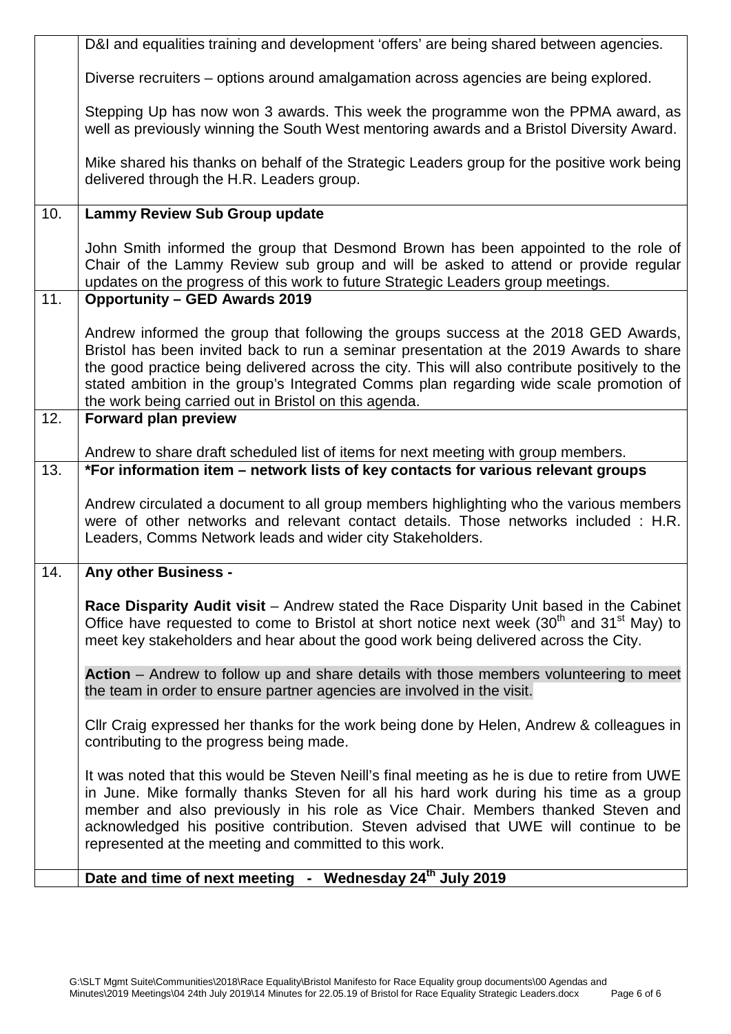| | |
|---|---|
| | D&I and equalities training and development 'offers' are being shared between agencies.<br><br>Diverse recruiters – options around amalgamation across agencies are being explored.<br><br>Stepping Up has now won 3 awards. This week the programme won the PPMA award, as well as previously winning the South West mentoring awards and a Bristol Diversity Award.<br><br>Mike shared his thanks on behalf of the Strategic Leaders group for the positive work being delivered through the H.R. Leaders group. |
| 10. | **Lammy Review Sub Group update**<br><br>John Smith informed the group that Desmond Brown has been appointed to the role of Chair of the Lammy Review sub group and will be asked to attend or provide regular updates on the progress of this work to future Strategic Leaders group meetings. |
| 11. | **Opportunity – GED Awards 2019**<br><br>Andrew informed the group that following the groups success at the 2018 GED Awards, Bristol has been invited back to run a seminar presentation at the 2019 Awards to share the good practice being delivered across the city. This will also contribute positively to the stated ambition in the group's Integrated Comms plan regarding wide scale promotion of the work being carried out in Bristol on this agenda. |
| 12. | **Forward plan preview**<br><br>Andrew to share draft scheduled list of items for next meeting with group members. |
| 13. | ***For information item – network lists of key contacts for various relevant groups**<br><br>Andrew circulated a document to all group members highlighting who the various members were of other networks and relevant contact details. Those networks included : H.R. Leaders, Comms Network leads and wider city Stakeholders. |
| 14. | **Any other Business -**<br><br>**Race Disparity Audit visit** – Andrew stated the Race Disparity Unit based in the Cabinet Office have requested to come to Bristol at short notice next week (30th and 31st May) to meet key stakeholders and hear about the good work being delivered across the City.<br><br>**Action** – Andrew to follow up and share details with those members volunteering to meet the team in order to ensure partner agencies are involved in the visit.<br><br>Cllr Craig expressed her thanks for the work being done by Helen, Andrew & colleagues in contributing to the progress being made.<br><br>It was noted that this would be Steven Neill's final meeting as he is due to retire from UWE in June. Mike formally thanks Steven for all his hard work during his time as a group member and also previously in his role as Vice Chair. Members thanked Steven and acknowledged his positive contribution. Steven advised that UWE will continue to be represented at the meeting and committed to this work. |
| | **Date and time of next meeting - Wednesday 24th July 2019** |

G:\SLT Mgmt Suite\Communities\2018\Race Equality\Bristol Manifesto for Race Equality group documents\00 Agendas and Minutes\2019 Meetings\04 24th July 2019\14 Minutes for 22.05.19 of Bristol for Race Equality Strategic Leaders.docx